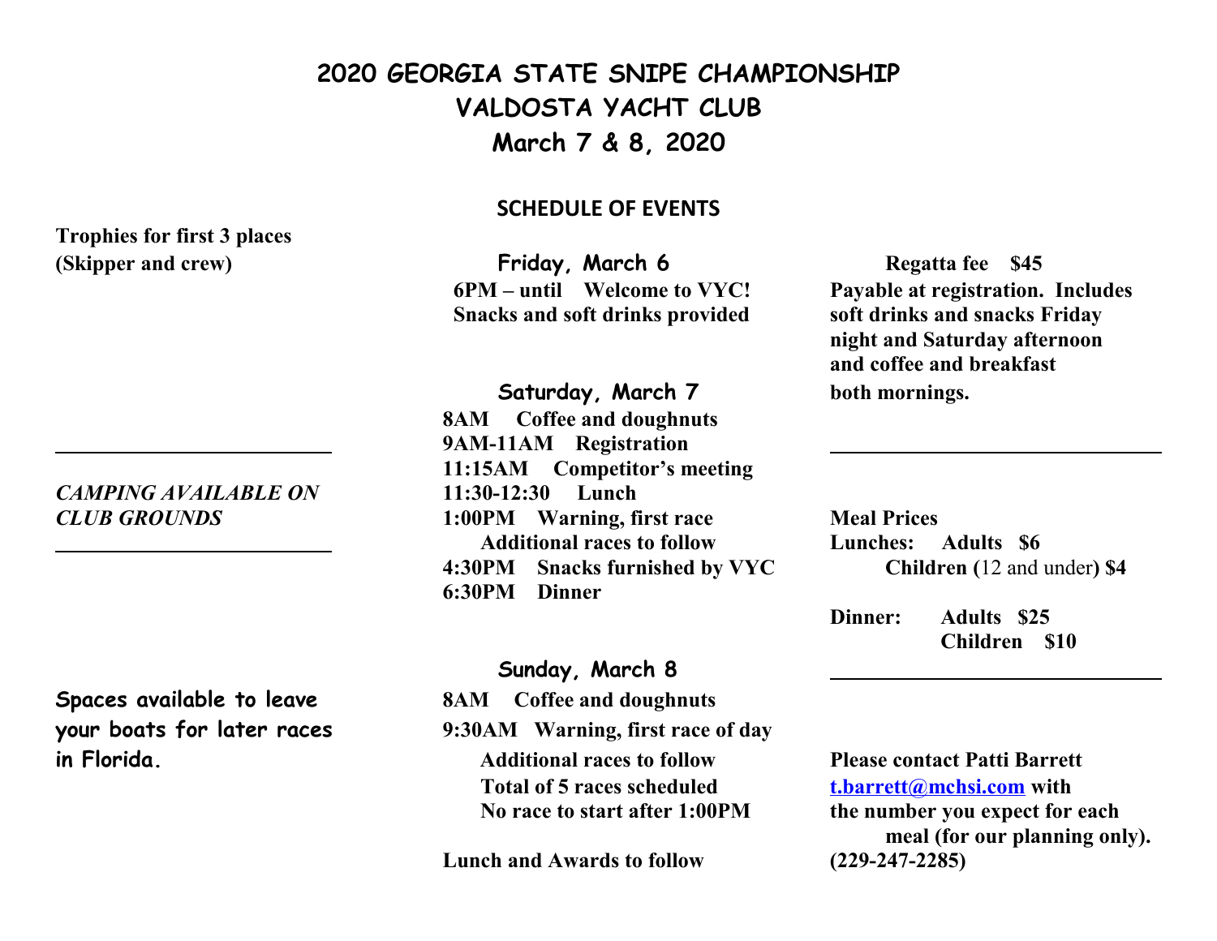# 2020 GEORGIA STATE SNIPE CHAMPIONSHIP
# VALDOSTA YACHT CLUB
# March 7 & 8, 2020

**Trophies for first 3 places (Skipper and crew)**

---

***CAMPING AVAILABLE ON CLUB GROUNDS***

---

**Spaces available to leave your boats for later races in Florida.**

## SCHEDULE OF EVENTS

### Friday, March 6

**6PM – until Welcome to VYC! Snacks and soft drinks provided**

### Saturday, March 7

**8AM Coffee and doughnuts**
**9AM-11AM Registration**
**11:15AM Competitor's meeting**
**11:30-12:30 Lunch**
**1:00PM Warning, first race**
**Additional races to follow**
**4:30PM Snacks furnished by VYC**
**6:30PM Dinner**

### Sunday, March 8

**8AM Coffee and doughnuts**
**9:30AM Warning, first race of day**
**Additional races to follow**
**Total of 5 races scheduled**
**No race to start after 1:00PM**

**Lunch and Awards to follow**

---

**Regatta fee $45**

**Payable at registration. Includes soft drinks and snacks Friday night and Saturday afternoon and coffee and breakfast both mornings.**

---

**Meal Prices**

**Lunches: Adults $6**
**Children (**12 and under**) $4**

**Dinner: Adults $25**
**Children $10**

---

**Please contact Patti Barrett [t.barrett@mchsi.com](mailto:t.barrett@mchsi.com) with the number you expect for each meal (for our planning only). (229-247-2285)**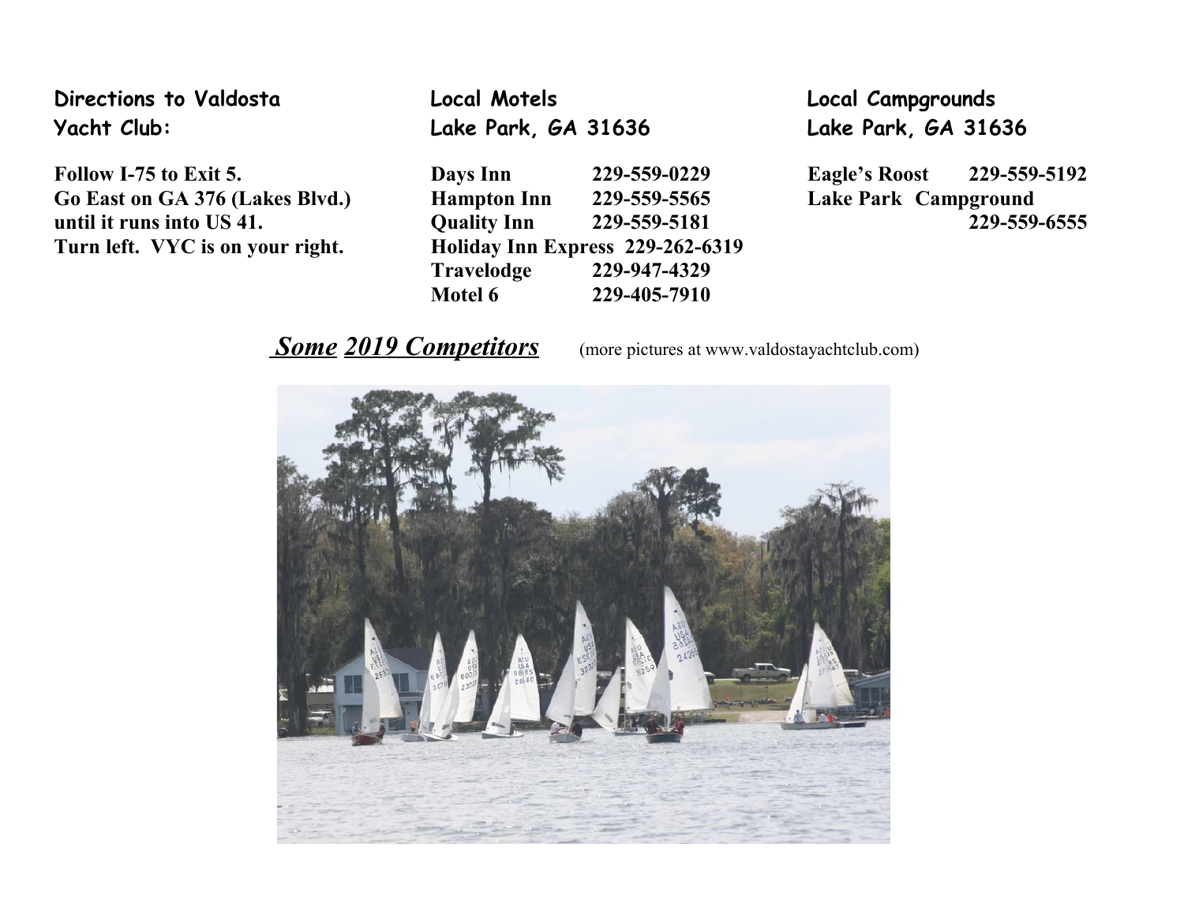**Directions to Valdosta Yacht Club:**

**Follow I-75 to Exit 5.**
**Go East on GA 376 (Lakes Blvd.) until it runs into US 41.**
**Turn left. VYC is on your right.**

**Local Motels**
**Lake Park, GA 31636**

| | |
|---|---|
| **Days Inn** | **229-559-0229** |
| **Hampton Inn** | **229-559-5565** |
| **Quality Inn** | **229-559-5181** |
| **Holiday Inn Express** | **229-262-6319** |
| **Travelodge** | **229-947-4329** |
| **Motel 6** | **229-405-7910** |

**Local Campgrounds**
**Lake Park, GA 31636**

| | |
|---|---|
| **Eagle's Roost** | **229-559-5192** |
| **Lake Park Campground** | **229-559-6555** |

***Some 2019 Competitors*** (more pictures at www.valdostayachtclub.com)